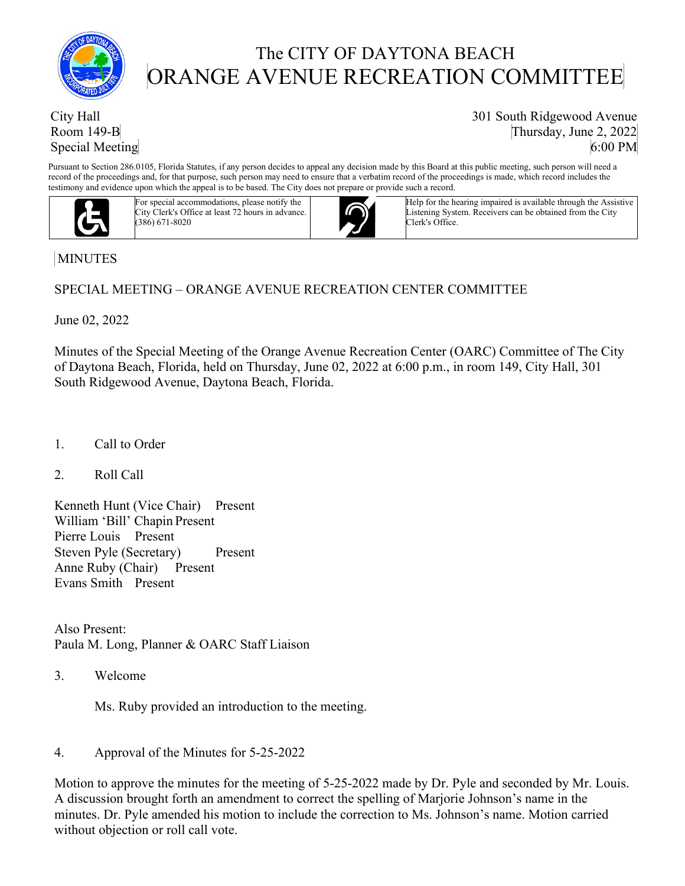# The CITY OF DAYTONA BEACH
# ORANGE AVENUE RECREATION COMMITTEE

City Hall
Room 149-B
Special Meeting

301 South Ridgewood Avenue
Thursday, June 2, 2022
6:00 PM

Pursuant to Section 286.0105, Florida Statutes, if any person decides to appeal any decision made by this Board at this public meeting, such person will need a record of the proceedings and, for that purpose, such person may need to ensure that a verbatim record of the proceedings is made, which record includes the testimony and evidence upon which the appeal is to be based. The City does not prepare or provide such a record.

| | |
|---|---|
| For special accommodations, please notify the City Clerk's Office at least 72 hours in advance. (386) 671-8020 | Help for the hearing impaired is available through the Assistive Listening System. Receivers can be obtained from the City Clerk's Office. |

MINUTES

SPECIAL MEETING – ORANGE AVENUE RECREATION CENTER COMMITTEE

June 02, 2022

Minutes of the Special Meeting of the Orange Avenue Recreation Center (OARC) Committee of The City of Daytona Beach, Florida, held on Thursday, June 02, 2022 at 6:00 p.m., in room 149, City Hall, 301 South Ridgewood Avenue, Daytona Beach, Florida.

1. Call to Order

2. Roll Call

Kenneth Hunt (Vice Chair) Present
William 'Bill' Chapin Present
Pierre Louis Present
Steven Pyle (Secretary) Present
Anne Ruby (Chair) Present
Evans Smith Present

Also Present:
Paula M. Long, Planner & OARC Staff Liaison

3. Welcome

   Ms. Ruby provided an introduction to the meeting.

4. Approval of the Minutes for 5-25-2022

Motion to approve the minutes for the meeting of 5-25-2022 made by Dr. Pyle and seconded by Mr. Louis. A discussion brought forth an amendment to correct the spelling of Marjorie Johnson's name in the minutes. Dr. Pyle amended his motion to include the correction to Ms. Johnson's name. Motion carried without objection or roll call vote.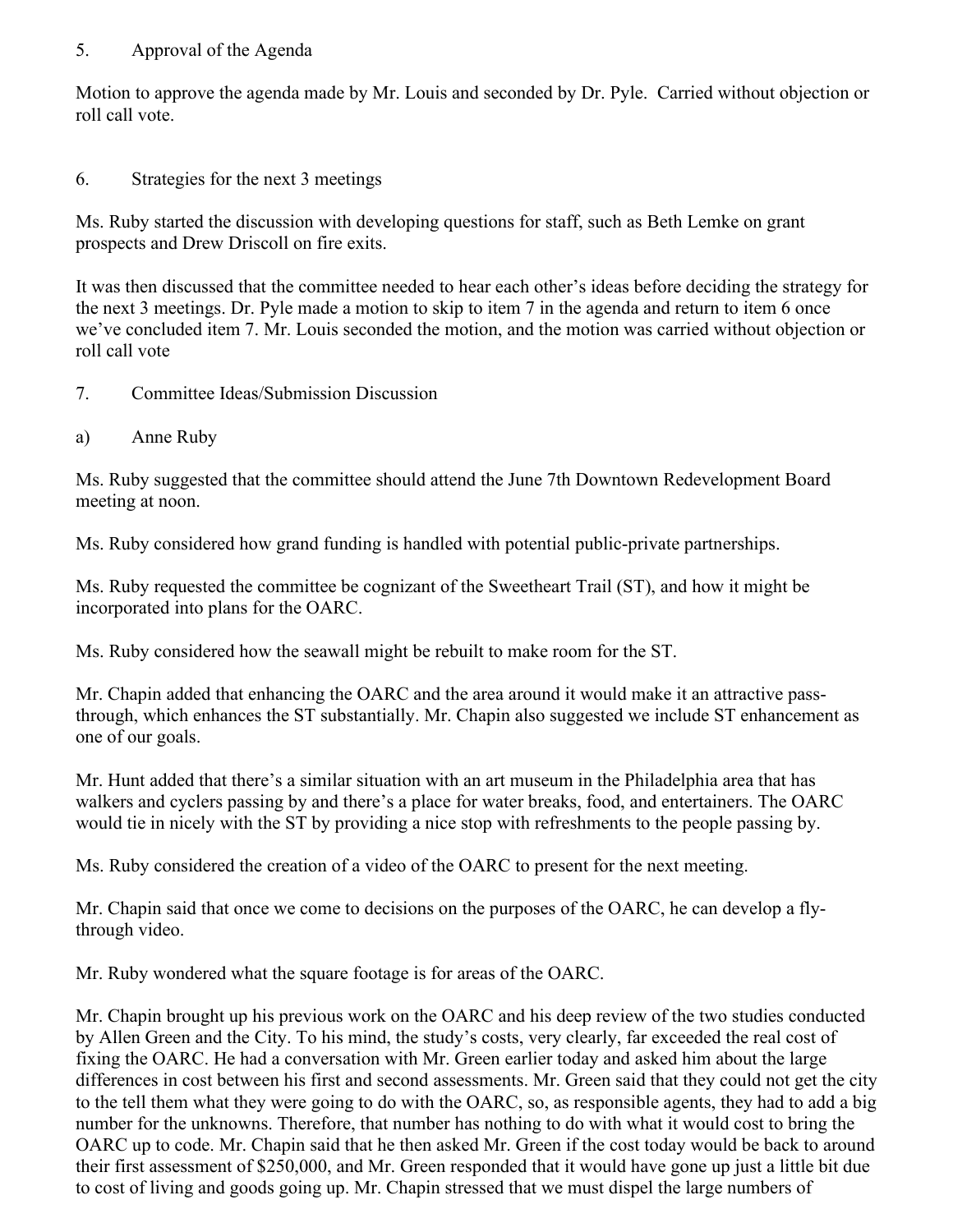5. Approval of the Agenda

Motion to approve the agenda made by Mr. Louis and seconded by Dr. Pyle. Carried without objection or roll call vote.

6. Strategies for the next 3 meetings

Ms. Ruby started the discussion with developing questions for staff, such as Beth Lemke on grant prospects and Drew Driscoll on fire exits.

It was then discussed that the committee needed to hear each other's ideas before deciding the strategy for the next 3 meetings. Dr. Pyle made a motion to skip to item 7 in the agenda and return to item 6 once we've concluded item 7. Mr. Louis seconded the motion, and the motion was carried without objection or roll call vote

7. Committee Ideas/Submission Discussion

a) Anne Ruby

Ms. Ruby suggested that the committee should attend the June 7th Downtown Redevelopment Board meeting at noon.

Ms. Ruby considered how grand funding is handled with potential public-private partnerships.

Ms. Ruby requested the committee be cognizant of the Sweetheart Trail (ST), and how it might be incorporated into plans for the OARC.

Ms. Ruby considered how the seawall might be rebuilt to make room for the ST.

Mr. Chapin added that enhancing the OARC and the area around it would make it an attractive pass-through, which enhances the ST substantially. Mr. Chapin also suggested we include ST enhancement as one of our goals.

Mr. Hunt added that there's a similar situation with an art museum in the Philadelphia area that has walkers and cyclers passing by and there's a place for water breaks, food, and entertainers. The OARC would tie in nicely with the ST by providing a nice stop with refreshments to the people passing by.

Ms. Ruby considered the creation of a video of the OARC to present for the next meeting.

Mr. Chapin said that once we come to decisions on the purposes of the OARC, he can develop a fly-through video.

Mr. Ruby wondered what the square footage is for areas of the OARC.

Mr. Chapin brought up his previous work on the OARC and his deep review of the two studies conducted by Allen Green and the City. To his mind, the study's costs, very clearly, far exceeded the real cost of fixing the OARC. He had a conversation with Mr. Green earlier today and asked him about the large differences in cost between his first and second assessments. Mr. Green said that they could not get the city to the tell them what they were going to do with the OARC, so, as responsible agents, they had to add a big number for the unknowns. Therefore, that number has nothing to do with what it would cost to bring the OARC up to code. Mr. Chapin said that he then asked Mr. Green if the cost today would be back to around their first assessment of $250,000, and Mr. Green responded that it would have gone up just a little bit due to cost of living and goods going up. Mr. Chapin stressed that we must dispel the large numbers of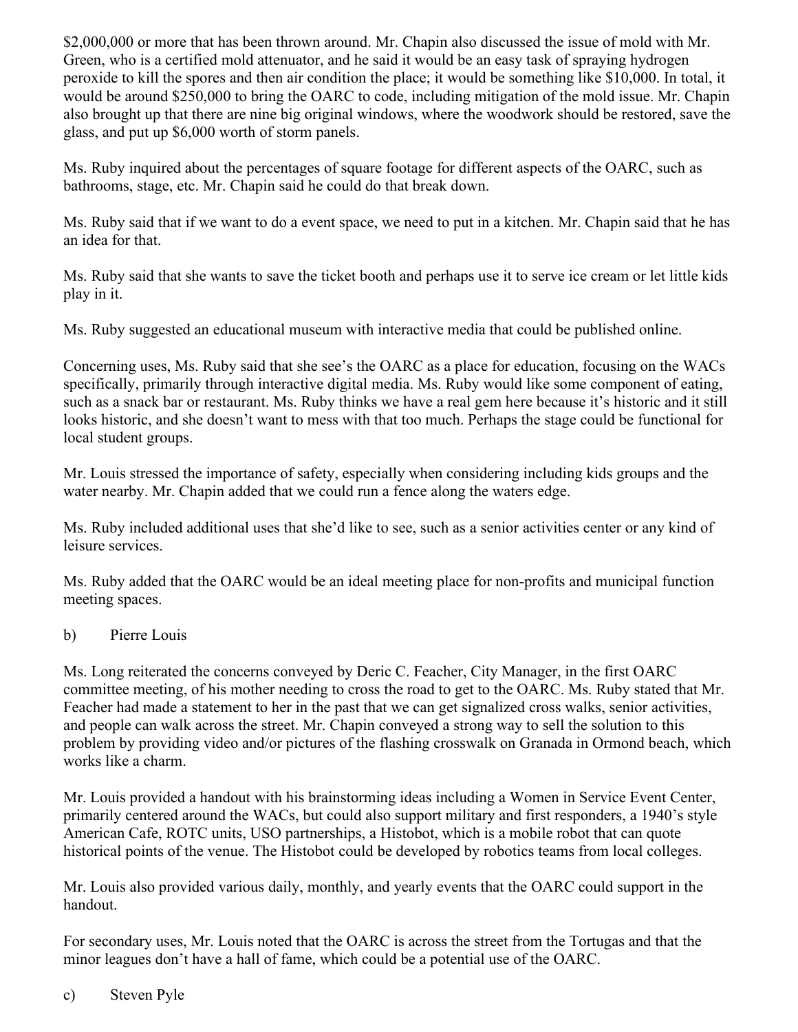$2,000,000 or more that has been thrown around. Mr. Chapin also discussed the issue of mold with Mr. Green, who is a certified mold attenuator, and he said it would be an easy task of spraying hydrogen peroxide to kill the spores and then air condition the place; it would be something like $10,000. In total, it would be around $250,000 to bring the OARC to code, including mitigation of the mold issue. Mr. Chapin also brought up that there are nine big original windows, where the woodwork should be restored, save the glass, and put up $6,000 worth of storm panels.

Ms. Ruby inquired about the percentages of square footage for different aspects of the OARC, such as bathrooms, stage, etc. Mr. Chapin said he could do that break down.

Ms. Ruby said that if we want to do a event space, we need to put in a kitchen. Mr. Chapin said that he has an idea for that.

Ms. Ruby said that she wants to save the ticket booth and perhaps use it to serve ice cream or let little kids play in it.

Ms. Ruby suggested an educational museum with interactive media that could be published online.

Concerning uses, Ms. Ruby said that she see's the OARC as a place for education, focusing on the WACs specifically, primarily through interactive digital media. Ms. Ruby would like some component of eating, such as a snack bar or restaurant. Ms. Ruby thinks we have a real gem here because it's historic and it still looks historic, and she doesn't want to mess with that too much. Perhaps the stage could be functional for local student groups.

Mr. Louis stressed the importance of safety, especially when considering including kids groups and the water nearby. Mr. Chapin added that we could run a fence along the waters edge.

Ms. Ruby included additional uses that she'd like to see, such as a senior activities center or any kind of leisure services.

Ms. Ruby added that the OARC would be an ideal meeting place for non-profits and municipal function meeting spaces.

b) Pierre Louis

Ms. Long reiterated the concerns conveyed by Deric C. Feacher, City Manager, in the first OARC committee meeting, of his mother needing to cross the road to get to the OARC. Ms. Ruby stated that Mr. Feacher had made a statement to her in the past that we can get signalized cross walks, senior activities, and people can walk across the street. Mr. Chapin conveyed a strong way to sell the solution to this problem by providing video and/or pictures of the flashing crosswalk on Granada in Ormond beach, which works like a charm.

Mr. Louis provided a handout with his brainstorming ideas including a Women in Service Event Center, primarily centered around the WACs, but could also support military and first responders, a 1940's style American Cafe, ROTC units, USO partnerships, a Histobot, which is a mobile robot that can quote historical points of the venue. The Histobot could be developed by robotics teams from local colleges.

Mr. Louis also provided various daily, monthly, and yearly events that the OARC could support in the handout.

For secondary uses, Mr. Louis noted that the OARC is across the street from the Tortugas and that the minor leagues don't have a hall of fame, which could be a potential use of the OARC.

c) Steven Pyle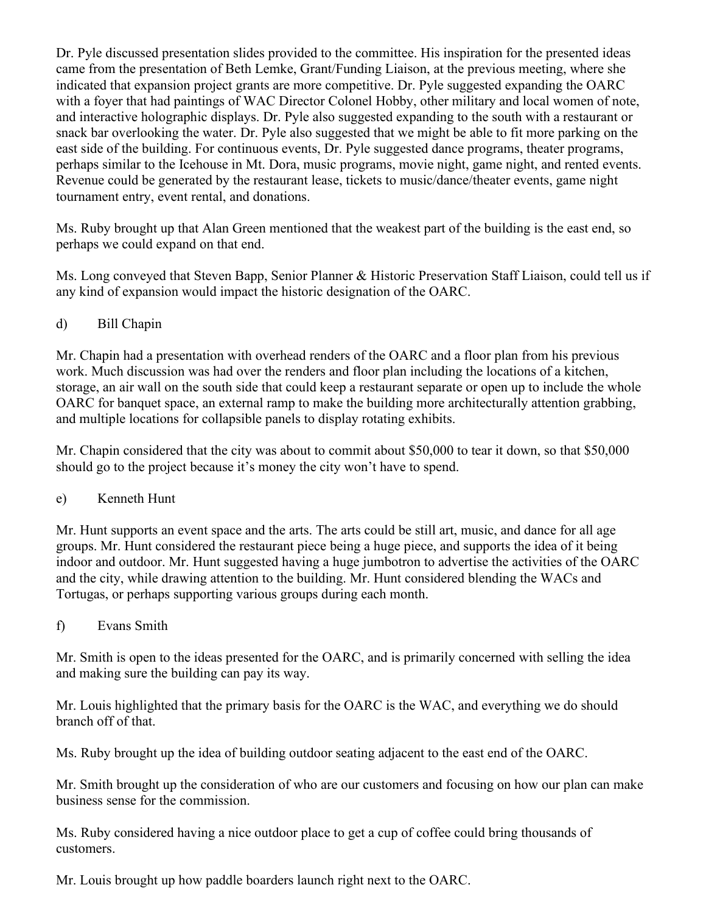Dr. Pyle discussed presentation slides provided to the committee. His inspiration for the presented ideas came from the presentation of Beth Lemke, Grant/Funding Liaison, at the previous meeting, where she indicated that expansion project grants are more competitive. Dr. Pyle suggested expanding the OARC with a foyer that had paintings of WAC Director Colonel Hobby, other military and local women of note, and interactive holographic displays. Dr. Pyle also suggested expanding to the south with a restaurant or snack bar overlooking the water. Dr. Pyle also suggested that we might be able to fit more parking on the east side of the building. For continuous events, Dr. Pyle suggested dance programs, theater programs, perhaps similar to the Icehouse in Mt. Dora, music programs, movie night, game night, and rented events. Revenue could be generated by the restaurant lease, tickets to music/dance/theater events, game night tournament entry, event rental, and donations.

Ms. Ruby brought up that Alan Green mentioned that the weakest part of the building is the east end, so perhaps we could expand on that end.

Ms. Long conveyed that Steven Bapp, Senior Planner & Historic Preservation Staff Liaison, could tell us if any kind of expansion would impact the historic designation of the OARC.

d) Bill Chapin

Mr. Chapin had a presentation with overhead renders of the OARC and a floor plan from his previous work. Much discussion was had over the renders and floor plan including the locations of a kitchen, storage, an air wall on the south side that could keep a restaurant separate or open up to include the whole OARC for banquet space, an external ramp to make the building more architecturally attention grabbing, and multiple locations for collapsible panels to display rotating exhibits.

Mr. Chapin considered that the city was about to commit about $50,000 to tear it down, so that $50,000 should go to the project because it's money the city won't have to spend.

e) Kenneth Hunt

Mr. Hunt supports an event space and the arts. The arts could be still art, music, and dance for all age groups. Mr. Hunt considered the restaurant piece being a huge piece, and supports the idea of it being indoor and outdoor. Mr. Hunt suggested having a huge jumbotron to advertise the activities of the OARC and the city, while drawing attention to the building. Mr. Hunt considered blending the WACs and Tortugas, or perhaps supporting various groups during each month.

f) Evans Smith

Mr. Smith is open to the ideas presented for the OARC, and is primarily concerned with selling the idea and making sure the building can pay its way.

Mr. Louis highlighted that the primary basis for the OARC is the WAC, and everything we do should branch off of that.

Ms. Ruby brought up the idea of building outdoor seating adjacent to the east end of the OARC.

Mr. Smith brought up the consideration of who are our customers and focusing on how our plan can make business sense for the commission.

Ms. Ruby considered having a nice outdoor place to get a cup of coffee could bring thousands of customers.

Mr. Louis brought up how paddle boarders launch right next to the OARC.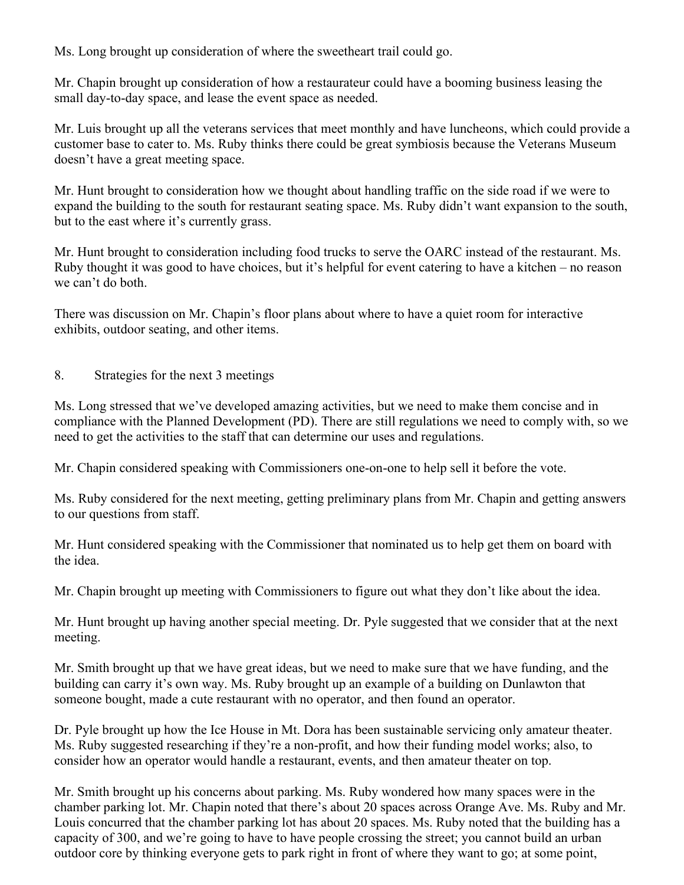Ms. Long brought up consideration of where the sweetheart trail could go.

Mr. Chapin brought up consideration of how a restaurateur could have a booming business leasing the small day-to-day space, and lease the event space as needed.

Mr. Luis brought up all the veterans services that meet monthly and have luncheons, which could provide a customer base to cater to. Ms. Ruby thinks there could be great symbiosis because the Veterans Museum doesn't have a great meeting space.

Mr. Hunt brought to consideration how we thought about handling traffic on the side road if we were to expand the building to the south for restaurant seating space. Ms. Ruby didn't want expansion to the south, but to the east where it's currently grass.

Mr. Hunt brought to consideration including food trucks to serve the OARC instead of the restaurant. Ms. Ruby thought it was good to have choices, but it's helpful for event catering to have a kitchen – no reason we can't do both.

There was discussion on Mr. Chapin's floor plans about where to have a quiet room for interactive exhibits, outdoor seating, and other items.

8. Strategies for the next 3 meetings

Ms. Long stressed that we've developed amazing activities, but we need to make them concise and in compliance with the Planned Development (PD). There are still regulations we need to comply with, so we need to get the activities to the staff that can determine our uses and regulations.

Mr. Chapin considered speaking with Commissioners one-on-one to help sell it before the vote.

Ms. Ruby considered for the next meeting, getting preliminary plans from Mr. Chapin and getting answers to our questions from staff.

Mr. Hunt considered speaking with the Commissioner that nominated us to help get them on board with the idea.

Mr. Chapin brought up meeting with Commissioners to figure out what they don't like about the idea.

Mr. Hunt brought up having another special meeting. Dr. Pyle suggested that we consider that at the next meeting.

Mr. Smith brought up that we have great ideas, but we need to make sure that we have funding, and the building can carry it's own way. Ms. Ruby brought up an example of a building on Dunlawton that someone bought, made a cute restaurant with no operator, and then found an operator.

Dr. Pyle brought up how the Ice House in Mt. Dora has been sustainable servicing only amateur theater. Ms. Ruby suggested researching if they're a non-profit, and how their funding model works; also, to consider how an operator would handle a restaurant, events, and then amateur theater on top.

Mr. Smith brought up his concerns about parking. Ms. Ruby wondered how many spaces were in the chamber parking lot. Mr. Chapin noted that there's about 20 spaces across Orange Ave. Ms. Ruby and Mr. Louis concurred that the chamber parking lot has about 20 spaces. Ms. Ruby noted that the building has a capacity of 300, and we're going to have to have people crossing the street; you cannot build an urban outdoor core by thinking everyone gets to park right in front of where they want to go; at some point,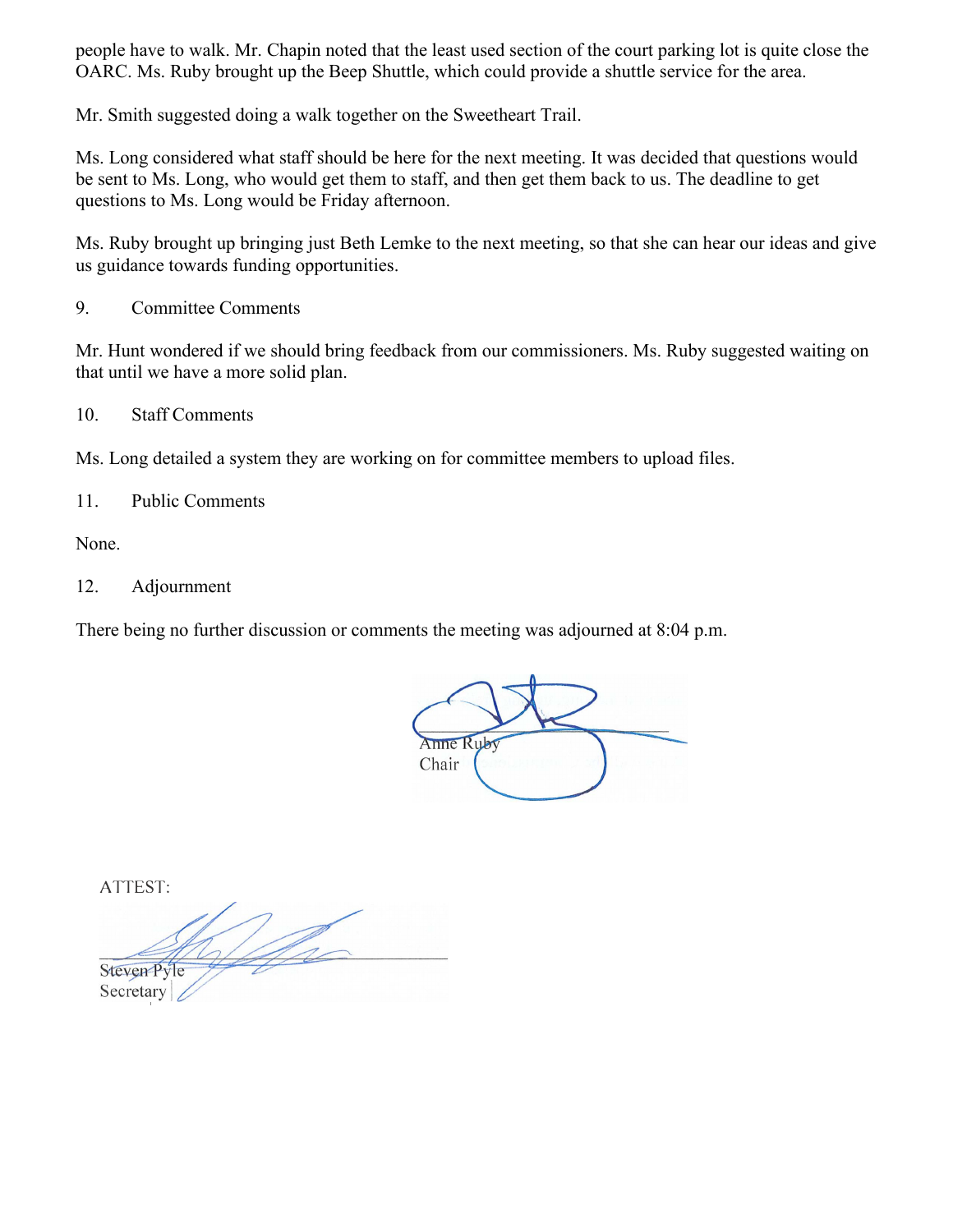people have to walk. Mr. Chapin noted that the least used section of the court parking lot is quite close the OARC. Ms. Ruby brought up the Beep Shuttle, which could provide a shuttle service for the area.

Mr. Smith suggested doing a walk together on the Sweetheart Trail.

Ms. Long considered what staff should be here for the next meeting. It was decided that questions would be sent to Ms. Long, who would get them to staff, and then get them back to us. The deadline to get questions to Ms. Long would be Friday afternoon.

Ms. Ruby brought up bringing just Beth Lemke to the next meeting, so that she can hear our ideas and give us guidance towards funding opportunities.

9. Committee Comments

Mr. Hunt wondered if we should bring feedback from our commissioners. Ms. Ruby suggested waiting on that until we have a more solid plan.

10. Staff Comments

Ms. Long detailed a system they are working on for committee members to upload files.

11. Public Comments

None.

12. Adjournment

There being no further discussion or comments the meeting was adjourned at 8:04 p.m.

Anne Ruby
Chair

ATTEST:

Steven Pyle
Secretary